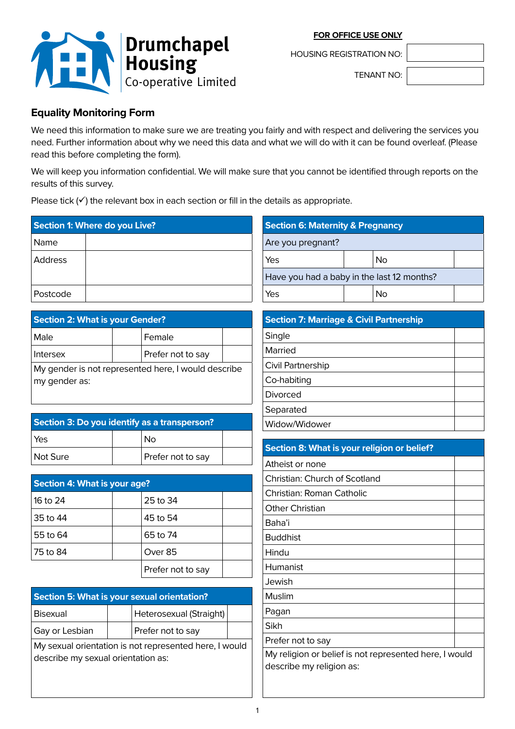Drumchapel Housing Co-operative Limited

**FOR OFFICE USE ONLY**

| HOUSING REGISTRATION NO: | |
|---|---|
| TENANT NO: | |

## Equality Monitoring Form

We need this information to make sure we are treating you fairly and with respect and delivering the services you need. Further information about why we need this data and what we will do with it can be found overleaf. (Please read this before completing the form).

We will keep you information confidential. We will make sure that you cannot be identified through reports on the results of this survey.

Please tick (✓) the relevant box in each section or fill in the details as appropriate.

| Section 1: Where do you Live? | |
|---|---|
| Name | |
| Address | |
| Postcode | |

| Section 2: What is your Gender? | | | |
|---|---|---|---|
| Male | | Female | |
| Intersex | | Prefer not to say | |
| My gender is not represented here, I would describe my gender as: | | | |

| Section 3: Do you identify as a transperson? | | | |
|---|---|---|---|
| Yes | | No | |
| Not Sure | | Prefer not to say | |

| Section 4: What is your age? | | | |
|---|---|---|---|
| 16 to 24 | | 25 to 34 | |
| 35 to 44 | | 45 to 54 | |
| 55 to 64 | | 65 to 74 | |
| 75 to 84 | | Over 85 | |
| | | Prefer not to say | |

| Section 5: What is your sexual orientation? | | | |
|---|---|---|---|
| Bisexual | | Heterosexual (Straight) | |
| Gay or Lesbian | | Prefer not to say | |
| My sexual orientation is not represented here, I would describe my sexual orientation as: | | | |

| Section 6: Maternity & Pregnancy | | | |
|---|---|---|---|
| Are you pregnant? | | | |
| Yes | | No | |
| Have you had a baby in the last 12 months? | | | |
| Yes | | No | |

| Section 7: Marriage & Civil Partnership | |
|---|---|
| Single | |
| Married | |
| Civil Partnership | |
| Co-habiting | |
| Divorced | |
| Separated | |
| Widow/Widower | |

| Section 8: What is your religion or belief? | |
|---|---|
| Atheist or none | |
| Christian: Church of Scotland | |
| Christian: Roman Catholic | |
| Other Christian | |
| Baha'i | |
| Buddhist | |
| Hindu | |
| Humanist | |
| Jewish | |
| Muslim | |
| Pagan | |
| Sikh | |
| Prefer not to say | |
| My religion or belief is not represented here, I would describe my religion as: | |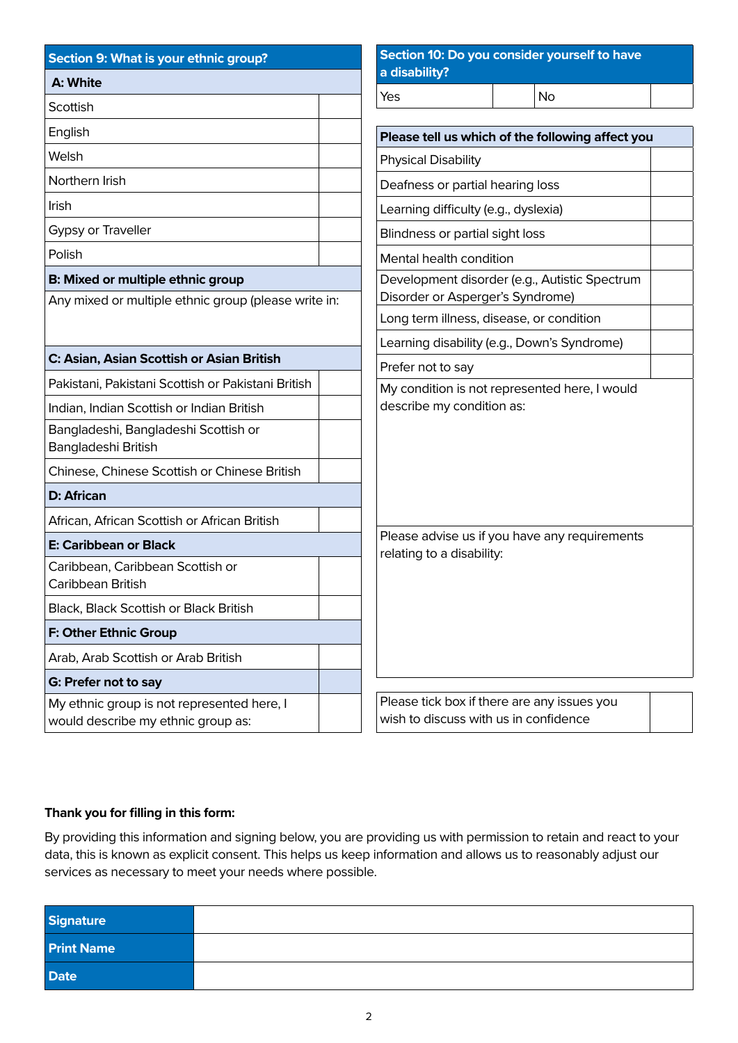| Section 9: What is your ethnic group? | |
|---|---|
| **A: White** | |
| Scottish | |
| English | |
| Welsh | |
| Northern Irish | |
| Irish | |
| Gypsy or Traveller | |
| Polish | |
| **B: Mixed or multiple ethnic group** | |
| Any mixed or multiple ethnic group (please write in: | |
| **C: Asian, Asian Scottish or Asian British** | |
| Pakistani, Pakistani Scottish or Pakistani British | |
| Indian, Indian Scottish or Indian British | |
| Bangladeshi, Bangladeshi Scottish or Bangladeshi British | |
| Chinese, Chinese Scottish or Chinese British | |
| **D: African** | |
| African, African Scottish or African British | |
| **E: Caribbean or Black** | |
| Caribbean, Caribbean Scottish or Caribbean British | |
| Black, Black Scottish or Black British | |
| **F: Other Ethnic Group** | |
| Arab, Arab Scottish or Arab British | |
| **G: Prefer not to say** | |
| My ethnic group is not represented here, I would describe my ethnic group as: | |

| Section 10: Do you consider yourself to have a disability? | | | |
|---|---|---|---|
| Yes | | No | |

| Please tell us which of the following affect you | |
|---|---|
| Physical Disability | |
| Deafness or partial hearing loss | |
| Learning difficulty (e.g., dyslexia) | |
| Blindness or partial sight loss | |
| Mental health condition | |
| Development disorder (e.g., Autistic Spectrum Disorder or Asperger's Syndrome) | |
| Long term illness, disease, or condition | |
| Learning disability (e.g., Down's Syndrome) | |
| Prefer not to say | |
| My condition is not represented here, I would describe my condition as: | |
| Please advise us if you have any requirements relating to a disability: | |

| Please tick box if there are any issues you wish to discuss with us in confidence | |
|---|---|

**Thank you for filling in this form:**

By providing this information and signing below, you are providing us with permission to retain and react to your data, this is known as explicit consent. This helps us keep information and allows us to reasonably adjust our services as necessary to meet your needs where possible.

| Signature | |
|---|---|
| Print Name | |
| Date | |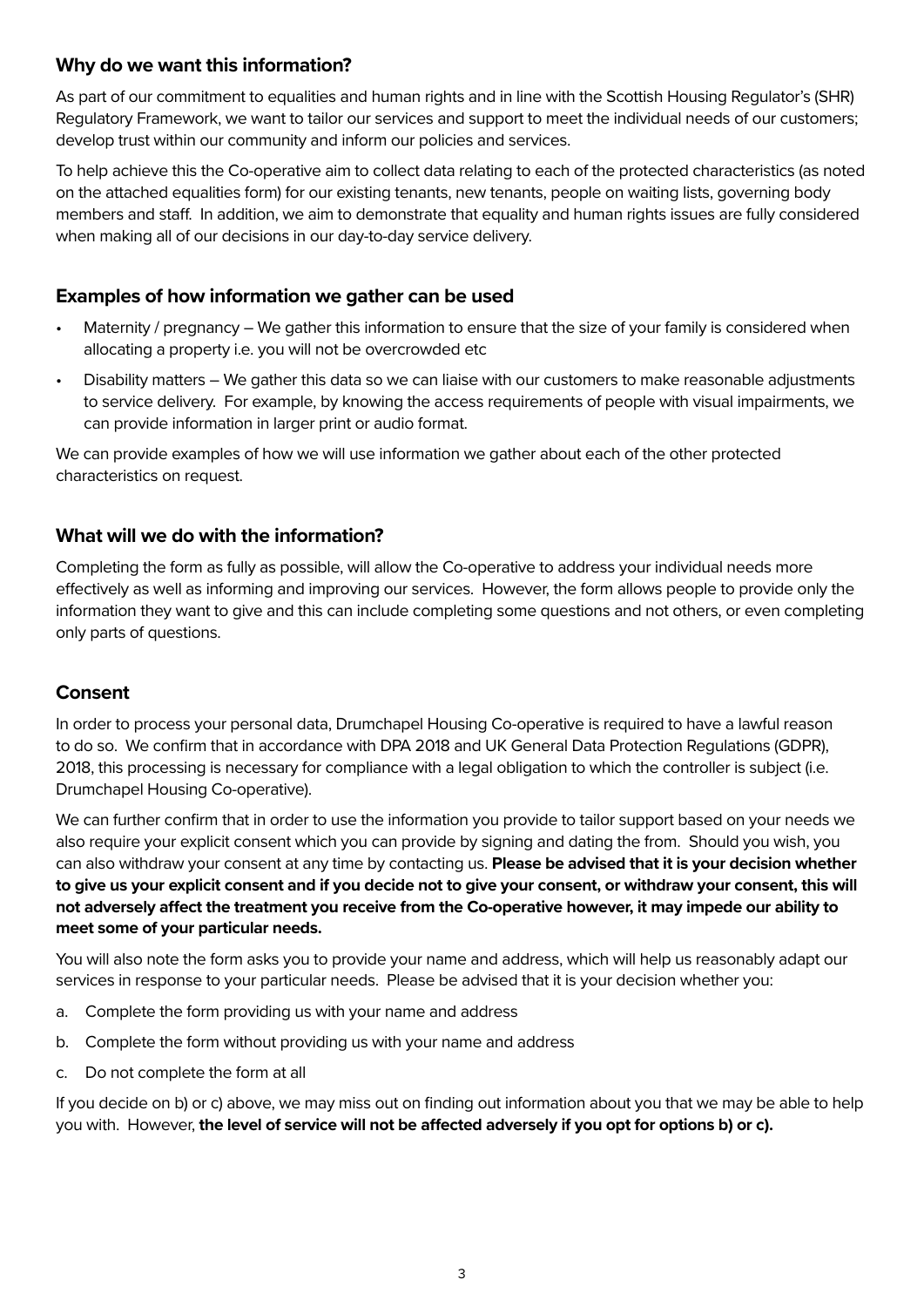## Why do we want this information?

As part of our commitment to equalities and human rights and in line with the Scottish Housing Regulator's (SHR) Regulatory Framework, we want to tailor our services and support to meet the individual needs of our customers; develop trust within our community and inform our policies and services.

To help achieve this the Co-operative aim to collect data relating to each of the protected characteristics (as noted on the attached equalities form) for our existing tenants, new tenants, people on waiting lists, governing body members and staff. In addition, we aim to demonstrate that equality and human rights issues are fully considered when making all of our decisions in our day-to-day service delivery.

## Examples of how information we gather can be used

- Maternity / pregnancy – We gather this information to ensure that the size of your family is considered when allocating a property i.e. you will not be overcrowded etc
- Disability matters – We gather this data so we can liaise with our customers to make reasonable adjustments to service delivery. For example, by knowing the access requirements of people with visual impairments, we can provide information in larger print or audio format.

We can provide examples of how we will use information we gather about each of the other protected characteristics on request.

## What will we do with the information?

Completing the form as fully as possible, will allow the Co-operative to address your individual needs more effectively as well as informing and improving our services. However, the form allows people to provide only the information they want to give and this can include completing some questions and not others, or even completing only parts of questions.

## Consent

In order to process your personal data, Drumchapel Housing Co-operative is required to have a lawful reason to do so. We confirm that in accordance with DPA 2018 and UK General Data Protection Regulations (GDPR), 2018, this processing is necessary for compliance with a legal obligation to which the controller is subject (i.e. Drumchapel Housing Co-operative).

We can further confirm that in order to use the information you provide to tailor support based on your needs we also require your explicit consent which you can provide by signing and dating the from. Should you wish, you can also withdraw your consent at any time by contacting us. **Please be advised that it is your decision whether to give us your explicit consent and if you decide not to give your consent, or withdraw your consent, this will not adversely affect the treatment you receive from the Co-operative however, it may impede our ability to meet some of your particular needs.**

You will also note the form asks you to provide your name and address, which will help us reasonably adapt our services in response to your particular needs. Please be advised that it is your decision whether you:

a. Complete the form providing us with your name and address
b. Complete the form without providing us with your name and address
c. Do not complete the form at all

If you decide on b) or c) above, we may miss out on finding out information about you that we may be able to help you with. However, **the level of service will not be affected adversely if you opt for options b) or c).**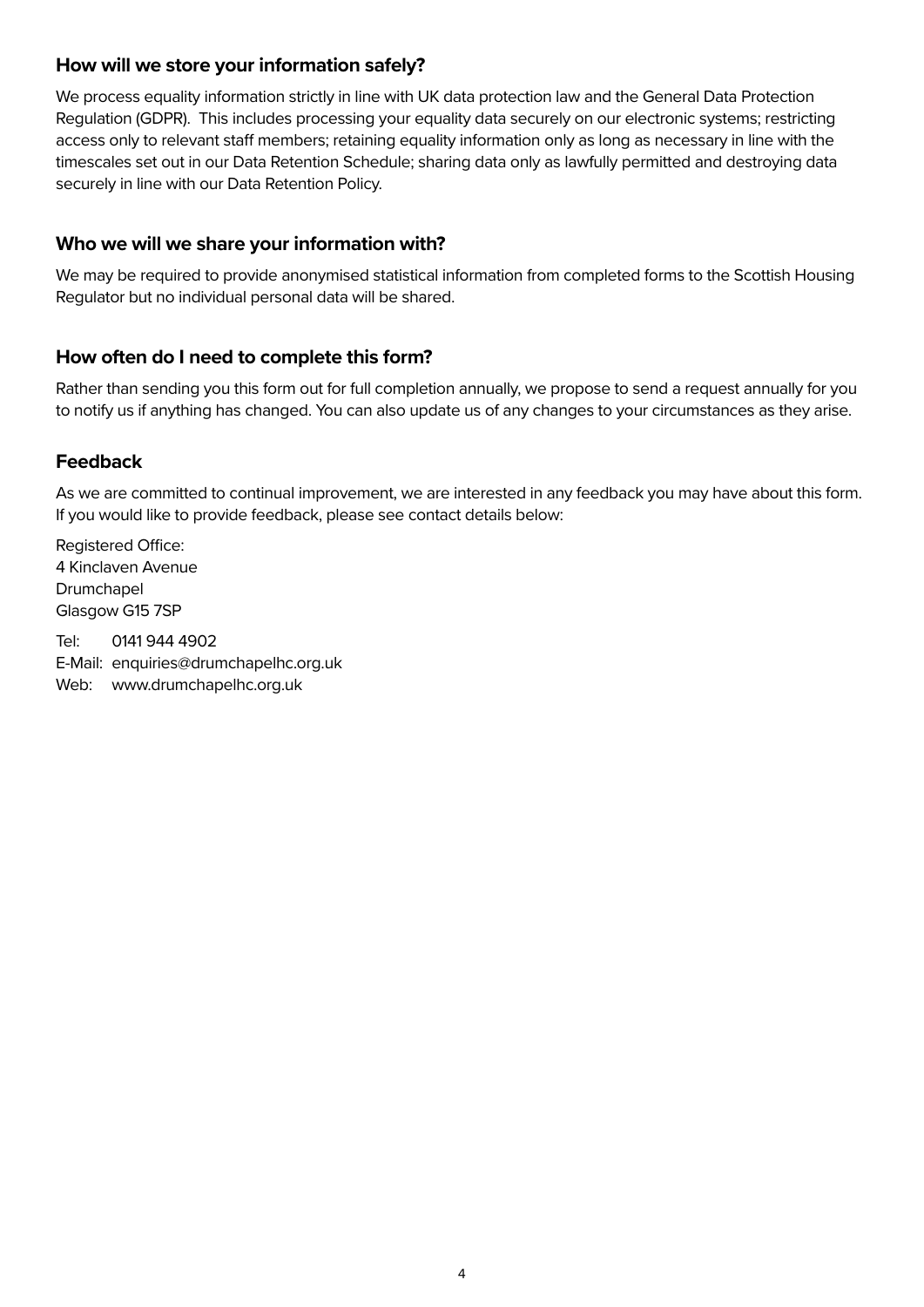## How will we store your information safely?

We process equality information strictly in line with UK data protection law and the General Data Protection Regulation (GDPR). This includes processing your equality data securely on our electronic systems; restricting access only to relevant staff members; retaining equality information only as long as necessary in line with the timescales set out in our Data Retention Schedule; sharing data only as lawfully permitted and destroying data securely in line with our Data Retention Policy.

## Who we will we share your information with?

We may be required to provide anonymised statistical information from completed forms to the Scottish Housing Regulator but no individual personal data will be shared.

## How often do I need to complete this form?

Rather than sending you this form out for full completion annually, we propose to send a request annually for you to notify us if anything has changed. You can also update us of any changes to your circumstances as they arise.

## Feedback

As we are committed to continual improvement, we are interested in any feedback you may have about this form. If you would like to provide feedback, please see contact details below:

Registered Office:
4 Kinclaven Avenue
Drumchapel
Glasgow G15 7SP

Tel: 0141 944 4902
E-Mail: enquiries@drumchapelhc.org.uk
Web: www.drumchapelhc.org.uk